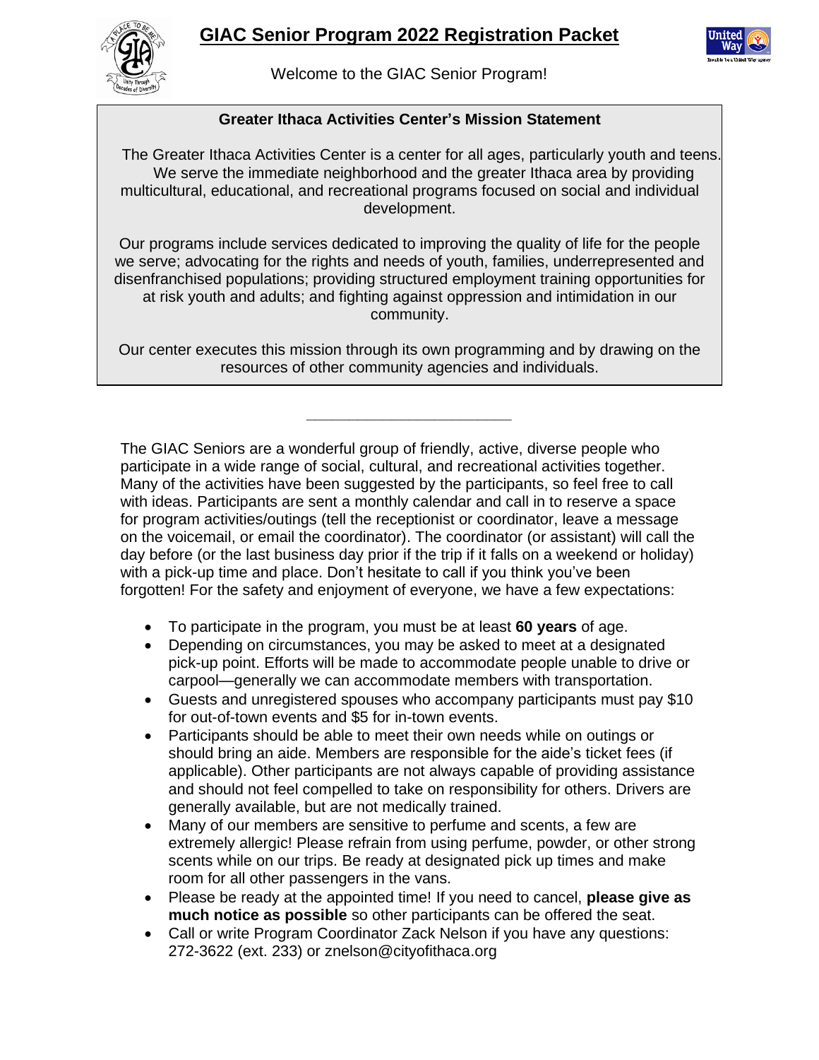# GIAC Senior Program 2022 Registration Packet

Welcome to the GIAC Senior Program!

## Greater Ithaca Activities Center's Mission Statement

The Greater Ithaca Activities Center is a center for all ages, particularly youth and teens. We serve the immediate neighborhood and the greater Ithaca area by providing multicultural, educational, and recreational programs focused on social and individual development.

Our programs include services dedicated to improving the quality of life for the people we serve; advocating for the rights and needs of youth, families, underrepresented and disenfranchised populations; providing structured employment training opportunities for at risk youth and adults; and fighting against oppression and intimidation in our community.

Our center executes this mission through its own programming and by drawing on the resources of other community agencies and individuals.

---

The GIAC Seniors are a wonderful group of friendly, active, diverse people who participate in a wide range of social, cultural, and recreational activities together. Many of the activities have been suggested by the participants, so feel free to call with ideas. Participants are sent a monthly calendar and call in to reserve a space for program activities/outings (tell the receptionist or coordinator, leave a message on the voicemail, or email the coordinator). The coordinator (or assistant) will call the day before (or the last business day prior if the trip if it falls on a weekend or holiday) with a pick-up time and place. Don't hesitate to call if you think you've been forgotten! For the safety and enjoyment of everyone, we have a few expectations:

- To participate in the program, you must be at least **60 years** of age.
- Depending on circumstances, you may be asked to meet at a designated pick-up point. Efforts will be made to accommodate people unable to drive or carpool—generally we can accommodate members with transportation.
- Guests and unregistered spouses who accompany participants must pay $10 for out-of-town events and $5 for in-town events.
- Participants should be able to meet their own needs while on outings or should bring an aide. Members are responsible for the aide's ticket fees (if applicable). Other participants are not always capable of providing assistance and should not feel compelled to take on responsibility for others. Drivers are generally available, but are not medically trained.
- Many of our members are sensitive to perfume and scents, a few are extremely allergic! Please refrain from using perfume, powder, or other strong scents while on our trips. Be ready at designated pick up times and make room for all other passengers in the vans.
- Please be ready at the appointed time! If you need to cancel, **please give as much notice as possible** so other participants can be offered the seat.
- Call or write Program Coordinator Zack Nelson if you have any questions: 272-3622 (ext. 233) or znelson@cityofithaca.org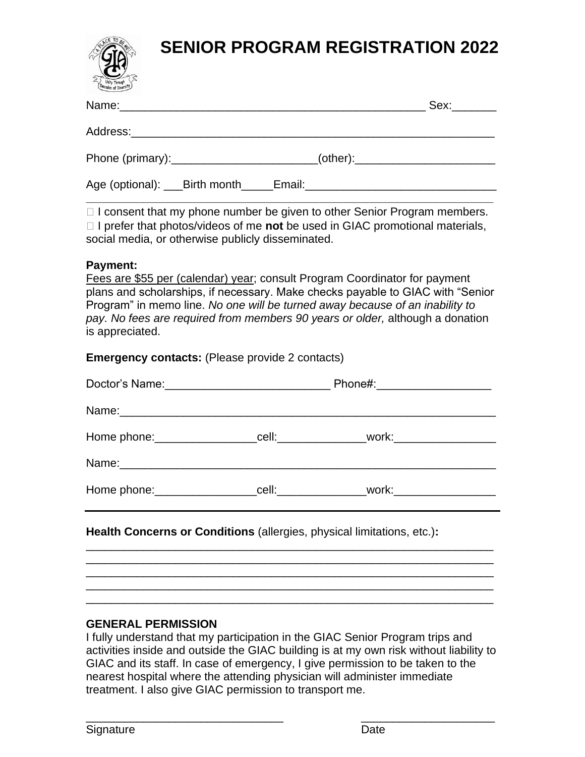# SENIOR PROGRAM REGISTRATION 2022

Name:_______________________________________________ Sex:_______

Address:_________________________________________________________

Phone (primary):_______________________(other):______________________

Age (optional): ___Birth month_____Email:_____________________________

☐ I consent that my phone number be given to other Senior Program members.
☐ I prefer that photos/videos of me **not** be used in GIAC promotional materials, social media, or otherwise publicly disseminated.

**Payment:**
Fees are $55 per (calendar) year; consult Program Coordinator for payment plans and scholarships, if necessary. Make checks payable to GIAC with "Senior Program" in memo line. *No one will be turned away because of an inability to pay. No fees are required from members 90 years or older,* although a donation is appreciated.

**Emergency contacts:** (Please provide 2 contacts)

Doctor's Name:__________________________ Phone#:__________________

Name:___________________________________________________________

Home phone:________________cell:______________work:________________

Name:___________________________________________________________

Home phone:________________cell:______________work:________________

**Health Concerns or Conditions** (allergies, physical limitations, etc.)**:**

_________________________________________________________________
_________________________________________________________________
_________________________________________________________________
_________________________________________________________________
_________________________________________________________________

**GENERAL PERMISSION**
I fully understand that my participation in the GIAC Senior Program trips and activities inside and outside the GIAC building is at my own risk without liability to GIAC and its staff. In case of emergency, I give permission to be taken to the nearest hospital where the attending physician will administer immediate treatment. I also give GIAC permission to transport me.

_______________________________                    _____________________
Signature                                                             Date